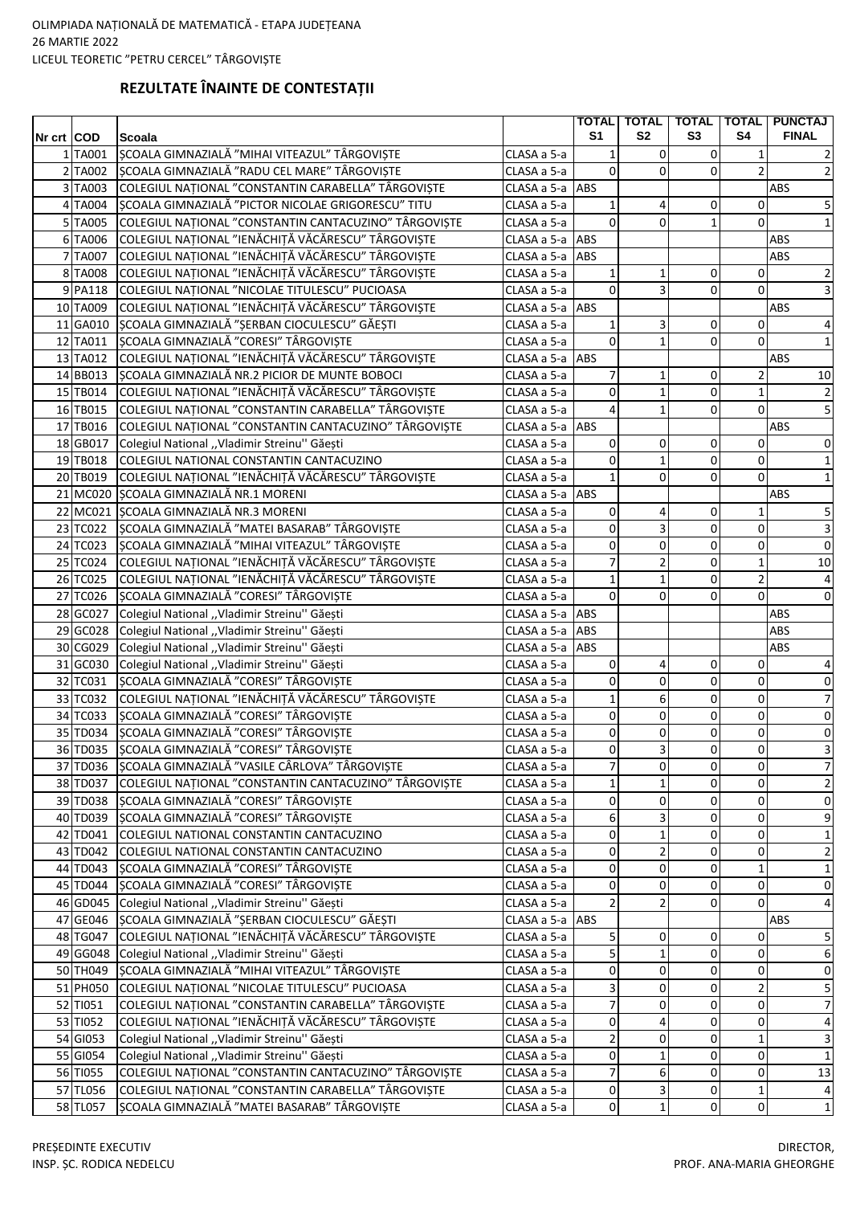OLIMPIADA NAȚIONALĂ DE MATEMATICĂ - ETAPA JUDEȚEANA
26 MARTIE 2022
LICEUL TEORETIC ”PETRU CERCEL” TÂRGOVIȘTE

## REZULTATE ÎNAINTE DE CONTESTAȚII

| Nr crt | COD | Scoala | | TOTAL S1 | TOTAL S2 | TOTAL S3 | TOTAL S4 | PUNCTAJ FINAL |
|---|---|---|---|---|---|---|---|---|
| 1 | TA001 | ȘCOALA GIMNAZIALĂ "MIHAI VITEAZUL" TÂRGOVIȘTE | CLASA a 5-a | 1 | 0 | 0 | 1 | 2 |
| 2 | TA002 | ȘCOALA GIMNAZIALĂ "RADU CEL MARE" TÂRGOVIȘTE | CLASA a 5-a | 0 | 0 | 0 | 2 | 2 |
| 3 | TA003 | COLEGIUL NAȚIONAL "CONSTANTIN CARABELLA" TÂRGOVIȘTE | CLASA a 5-a | ABS | | | | ABS |
| 4 | TA004 | ȘCOALA GIMNAZIALĂ "PICTOR NICOLAE GRIGORESCU" TITU | CLASA a 5-a | 1 | 4 | 0 | 0 | 5 |
| 5 | TA005 | COLEGIUL NAȚIONAL "CONSTANTIN CANTACUZINO" TÂRGOVIȘTE | CLASA a 5-a | 0 | 0 | 1 | 0 | 1 |
| 6 | TA006 | COLEGIUL NAȚIONAL "IENĂCHIȚĂ VĂCĂRESCU" TÂRGOVIȘTE | CLASA a 5-a | ABS | | | | ABS |
| 7 | TA007 | COLEGIUL NAȚIONAL "IENĂCHIȚĂ VĂCĂRESCU" TÂRGOVIȘTE | CLASA a 5-a | ABS | | | | ABS |
| 8 | TA008 | COLEGIUL NAȚIONAL "IENĂCHIȚĂ VĂCĂRESCU" TÂRGOVIȘTE | CLASA a 5-a | 1 | 1 | 0 | 0 | 2 |
| 9 | PA118 | COLEGIUL NAȚIONAL "NICOLAE TITULESCU" PUCIOASA | CLASA a 5-a | 0 | 3 | 0 | 0 | 3 |
| 10 | TA009 | COLEGIUL NAȚIONAL "IENĂCHIȚĂ VĂCĂRESCU" TÂRGOVIȘTE | CLASA a 5-a | ABS | | | | ABS |
| 11 | GA010 | ȘCOALA GIMNAZIALĂ "ȘERBAN CIOCULESCU" GĂEȘTI | CLASA a 5-a | 1 | 3 | 0 | 0 | 4 |
| 12 | TA011 | ȘCOALA GIMNAZIALĂ "CORESI" TÂRGOVIȘTE | CLASA a 5-a | 0 | 1 | 0 | 0 | 1 |
| 13 | TA012 | COLEGIUL NAȚIONAL "IENĂCHIȚĂ VĂCĂRESCU" TÂRGOVIȘTE | CLASA a 5-a | ABS | | | | ABS |
| 14 | BB013 | ȘCOALA GIMNAZIALĂ NR.2 PICIOR DE MUNTE BOBOCI | CLASA a 5-a | 7 | 1 | 0 | 2 | 10 |
| 15 | TB014 | COLEGIUL NAȚIONAL "IENĂCHIȚĂ VĂCĂRESCU" TÂRGOVIȘTE | CLASA a 5-a | 0 | 1 | 0 | 1 | 2 |
| 16 | TB015 | COLEGIUL NAȚIONAL "CONSTANTIN CARABELLA" TÂRGOVIȘTE | CLASA a 5-a | 4 | 1 | 0 | 0 | 5 |
| 17 | TB016 | COLEGIUL NAȚIONAL "CONSTANTIN CANTACUZINO" TÂRGOVIȘTE | CLASA a 5-a | ABS | | | | ABS |
| 18 | GB017 | Colegiul National ,,Vladimir Streinu'' Găești | CLASA a 5-a | 0 | 0 | 0 | 0 | 0 |
| 19 | TB018 | COLEGIUL NATIONAL CONSTANTIN CANTACUZINO | CLASA a 5-a | 0 | 1 | 0 | 0 | 1 |
| 20 | TB019 | COLEGIUL NAȚIONAL "IENĂCHIȚĂ VĂCĂRESCU" TÂRGOVIȘTE | CLASA a 5-a | 1 | 0 | 0 | 0 | 1 |
| 21 | MC020 | ȘCOALA GIMNAZIALĂ NR.1 MORENI | CLASA a 5-a | ABS | | | | ABS |
| 22 | MC021 | ȘCOALA GIMNAZIALĂ NR.3 MORENI | CLASA a 5-a | 0 | 4 | 0 | 1 | 5 |
| 23 | TC022 | ȘCOALA GIMNAZIALĂ "MATEI BASARAB" TÂRGOVIȘTE | CLASA a 5-a | 0 | 3 | 0 | 0 | 3 |
| 24 | TC023 | ȘCOALA GIMNAZIALĂ "MIHAI VITEAZUL" TÂRGOVIȘTE | CLASA a 5-a | 0 | 0 | 0 | 0 | 0 |
| 25 | TC024 | COLEGIUL NAȚIONAL "IENĂCHIȚĂ VĂCĂRESCU" TÂRGOVIȘTE | CLASA a 5-a | 7 | 2 | 0 | 1 | 10 |
| 26 | TC025 | COLEGIUL NAȚIONAL "IENĂCHIȚĂ VĂCĂRESCU" TÂRGOVIȘTE | CLASA a 5-a | 1 | 1 | 0 | 2 | 4 |
| 27 | TC026 | ȘCOALA GIMNAZIALĂ "CORESI" TÂRGOVIȘTE | CLASA a 5-a | 0 | 0 | 0 | 0 | 0 |
| 28 | GC027 | Colegiul National ,,Vladimir Streinu'' Găești | CLASA a 5-a | ABS | | | | ABS |
| 29 | GC028 | Colegiul National ,,Vladimir Streinu'' Găești | CLASA a 5-a | ABS | | | | ABS |
| 30 | CG029 | Colegiul National ,,Vladimir Streinu'' Găești | CLASA a 5-a | ABS | | | | ABS |
| 31 | GC030 | Colegiul National ,,Vladimir Streinu'' Găești | CLASA a 5-a | 0 | 4 | 0 | 0 | 4 |
| 32 | TC031 | ȘCOALA GIMNAZIALĂ "CORESI" TÂRGOVIȘTE | CLASA a 5-a | 0 | 0 | 0 | 0 | 0 |
| 33 | TC032 | COLEGIUL NAȚIONAL "IENĂCHIȚĂ VĂCĂRESCU" TÂRGOVIȘTE | CLASA a 5-a | 1 | 6 | 0 | 0 | 7 |
| 34 | TC033 | ȘCOALA GIMNAZIALĂ "CORESI" TÂRGOVIȘTE | CLASA a 5-a | 0 | 0 | 0 | 0 | 0 |
| 35 | TD034 | ȘCOALA GIMNAZIALĂ "CORESI" TÂRGOVIȘTE | CLASA a 5-a | 0 | 0 | 0 | 0 | 0 |
| 36 | TD035 | ȘCOALA GIMNAZIALĂ "CORESI" TÂRGOVIȘTE | CLASA a 5-a | 0 | 3 | 0 | 0 | 3 |
| 37 | TD036 | ȘCOALA GIMNAZIALĂ "VASILE CÂRLOVA" TÂRGOVIȘTE | CLASA a 5-a | 7 | 0 | 0 | 0 | 7 |
| 38 | TD037 | COLEGIUL NAȚIONAL "CONSTANTIN CANTACUZINO" TÂRGOVIȘTE | CLASA a 5-a | 1 | 1 | 0 | 0 | 2 |
| 39 | TD038 | ȘCOALA GIMNAZIALĂ "CORESI" TÂRGOVIȘTE | CLASA a 5-a | 0 | 0 | 0 | 0 | 0 |
| 40 | TD039 | ȘCOALA GIMNAZIALĂ "CORESI" TÂRGOVIȘTE | CLASA a 5-a | 6 | 3 | 0 | 0 | 9 |
| 42 | TD041 | COLEGIUL NATIONAL CONSTANTIN CANTACUZINO | CLASA a 5-a | 0 | 1 | 0 | 0 | 1 |
| 43 | TD042 | COLEGIUL NATIONAL CONSTANTIN CANTACUZINO | CLASA a 5-a | 0 | 2 | 0 | 0 | 2 |
| 44 | TD043 | ȘCOALA GIMNAZIALĂ "CORESI" TÂRGOVIȘTE | CLASA a 5-a | 0 | 0 | 0 | 1 | 1 |
| 45 | TD044 | ȘCOALA GIMNAZIALĂ "CORESI" TÂRGOVIȘTE | CLASA a 5-a | 0 | 0 | 0 | 0 | 0 |
| 46 | GD045 | Colegiul National ,,Vladimir Streinu'' Găești | CLASA a 5-a | 2 | 2 | 0 | 0 | 4 |
| 47 | GE046 | ȘCOALA GIMNAZIALĂ "ȘERBAN CIOCULESCU" GĂEȘTI | CLASA a 5-a | ABS | | | | ABS |
| 48 | TG047 | COLEGIUL NAȚIONAL "IENĂCHIȚĂ VĂCĂRESCU" TÂRGOVIȘTE | CLASA a 5-a | 5 | 0 | 0 | 0 | 5 |
| 49 | GG048 | Colegiul National ,,Vladimir Streinu'' Găești | CLASA a 5-a | 5 | 1 | 0 | 0 | 6 |
| 50 | TH049 | ȘCOALA GIMNAZIALĂ "MIHAI VITEAZUL" TÂRGOVIȘTE | CLASA a 5-a | 0 | 0 | 0 | 0 | 0 |
| 51 | PH050 | COLEGIUL NAȚIONAL "NICOLAE TITULESCU" PUCIOASA | CLASA a 5-a | 3 | 0 | 0 | 2 | 5 |
| 52 | TI051 | COLEGIUL NAȚIONAL "CONSTANTIN CARABELLA" TÂRGOVIȘTE | CLASA a 5-a | 7 | 0 | 0 | 0 | 7 |
| 53 | TI052 | COLEGIUL NAȚIONAL "IENĂCHIȚĂ VĂCĂRESCU" TÂRGOVIȘTE | CLASA a 5-a | 0 | 4 | 0 | 0 | 4 |
| 54 | GI053 | Colegiul National ,,Vladimir Streinu'' Găești | CLASA a 5-a | 2 | 0 | 0 | 1 | 3 |
| 55 | GI054 | Colegiul National ,,Vladimir Streinu'' Găești | CLASA a 5-a | 0 | 1 | 0 | 0 | 1 |
| 56 | TI055 | COLEGIUL NAȚIONAL "CONSTANTIN CANTACUZINO" TÂRGOVIȘTE | CLASA a 5-a | 7 | 6 | 0 | 0 | 13 |
| 57 | TL056 | COLEGIUL NAȚIONAL "CONSTANTIN CARABELLA" TÂRGOVIȘTE | CLASA a 5-a | 0 | 3 | 0 | 1 | 4 |
| 58 | TL057 | ȘCOALA GIMNAZIALĂ "MATEI BASARAB" TÂRGOVIȘTE | CLASA a 5-a | 0 | 1 | 0 | 0 | 1 |

PREȘEDINTE EXECUTIV
INSP. ȘC. RODICA NEDELCU

DIRECTOR,
PROF. ANA-MARIA GHEORGHE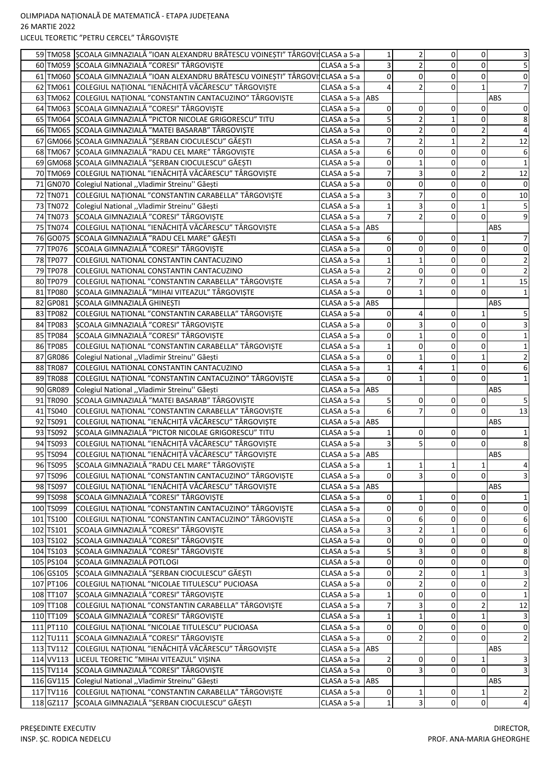OLIMPIADA NAȚIONALĂ DE MATEMATICĂ - ETAPA JUDEȚEANA
26 MARTIE 2022
LICEUL TEORETIC "PETRU CERCEL" TÂRGOVIȘTE

| | | | | | | | | |
|---|---|---|---|---|---|---|---|---|
| 59 | TM058 | ȘCOALA GIMNAZIALĂ "IOAN ALEXANDRU BRĂTESCU VOINEȘTI" TÂRGOVI | CLASA a 5-a | 1 | 2 | 0 | 0 | 3 |
| 60 | TM059 | ȘCOALA GIMNAZIALĂ "CORESI" TÂRGOVIȘTE | CLASA a 5-a | 3 | 2 | 0 | 0 | 5 |
| 61 | TM060 | ȘCOALA GIMNAZIALĂ "IOAN ALEXANDRU BRĂTESCU VOINEȘTI" TÂRGOVI | CLASA a 5-a | 0 | 0 | 0 | 0 | 0 |
| 62 | TM061 | COLEGIUL NAȚIONAL "IENĂCHIȚĂ VĂCĂRESCU" TÂRGOVIȘTE | CLASA a 5-a | 4 | 2 | 0 | 1 | 7 |
| 63 | TM062 | COLEGIUL NAȚIONAL "CONSTANTIN CANTACUZINO" TÂRGOVIȘTE | CLASA a 5-a | ABS | | | | ABS |
| 64 | TM063 | ȘCOALA GIMNAZIALĂ "CORESI" TÂRGOVIȘTE | CLASA a 5-a | 0 | 0 | 0 | 0 | 0 |
| 65 | TM064 | ȘCOALA GIMNAZIALĂ "PICTOR NICOLAE GRIGORESCU" TITU | CLASA a 5-a | 5 | 2 | 1 | 0 | 8 |
| 66 | TM065 | ȘCOALA GIMNAZIALĂ "MATEI BASARAB" TÂRGOVIȘTE | CLASA a 5-a | 0 | 2 | 0 | 2 | 4 |
| 67 | GM066 | ȘCOALA GIMNAZIALĂ "ȘERBAN CIOCULESCU" GĂEȘTI | CLASA a 5-a | 7 | 2 | 1 | 2 | 12 |
| 68 | TM067 | ȘCOALA GIMNAZIALĂ "RADU CEL MARE" TÂRGOVIȘTE | CLASA a 5-a | 6 | 0 | 0 | 0 | 6 |
| 69 | GM068 | ȘCOALA GIMNAZIALĂ "ȘERBAN CIOCULESCU" GĂEȘTI | CLASA a 5-a | 0 | 1 | 0 | 0 | 1 |
| 70 | TM069 | COLEGIUL NAȚIONAL "IENĂCHIȚĂ VĂCĂRESCU" TÂRGOVIȘTE | CLASA a 5-a | 7 | 3 | 0 | 2 | 12 |
| 71 | GN070 | Colegiul National ,,Vladimir Streinu'' Găești | CLASA a 5-a | 0 | 0 | 0 | 0 | 0 |
| 72 | TN071 | COLEGIUL NAȚIONAL "CONSTANTIN CARABELLA" TÂRGOVIȘTE | CLASA a 5-a | 3 | 7 | 0 | 0 | 10 |
| 73 | TN072 | Colegiul National ,,Vladimir Streinu'' Găești | CLASA a 5-a | 1 | 3 | 0 | 1 | 5 |
| 74 | TN073 | ȘCOALA GIMNAZIALĂ "CORESI" TÂRGOVIȘTE | CLASA a 5-a | 7 | 2 | 0 | 0 | 9 |
| 75 | TN074 | COLEGIUL NAȚIONAL "IENĂCHIȚĂ VĂCĂRESCU" TÂRGOVIȘTE | CLASA a 5-a | ABS | | | | ABS |
| 76 | GO075 | ȘCOALA GIMNAZIALĂ "RADU CEL MARE" GĂEȘTI | CLASA a 5-a | 6 | 0 | 0 | 1 | 7 |
| 77 | TP076 | ȘCOALA GIMNAZIALĂ "CORESI" TÂRGOVIȘTE | CLASA a 5-a | 0 | 0 | 0 | 0 | 0 |
| 78 | TP077 | COLEGIUL NATIONAL CONSTANTIN CANTACUZINO | CLASA a 5-a | 1 | 1 | 0 | 0 | 2 |
| 79 | TP078 | COLEGIUL NATIONAL CONSTANTIN CANTACUZINO | CLASA a 5-a | 2 | 0 | 0 | 0 | 2 |
| 80 | TP079 | COLEGIUL NAȚIONAL "CONSTANTIN CARABELLA" TÂRGOVIȘTE | CLASA a 5-a | 7 | 7 | 0 | 1 | 15 |
| 81 | TP080 | ȘCOALA GIMNAZIALĂ "MIHAI VITEAZUL" TÂRGOVIȘTE | CLASA a 5-a | 0 | 1 | 0 | 0 | 1 |
| 82 | GP081 | ȘCOALA GIMNAZIALĂ GHINEȘTI | CLASA a 5-a | ABS | | | | ABS |
| 83 | TP082 | COLEGIUL NAȚIONAL "CONSTANTIN CARABELLA" TÂRGOVIȘTE | CLASA a 5-a | 0 | 4 | 0 | 1 | 5 |
| 84 | TP083 | ȘCOALA GIMNAZIALĂ "CORESI" TÂRGOVIȘTE | CLASA a 5-a | 0 | 3 | 0 | 0 | 3 |
| 85 | TP084 | ȘCOALA GIMNAZIALĂ "CORESI" TÂRGOVIȘTE | CLASA a 5-a | 0 | 1 | 0 | 0 | 1 |
| 86 | TP085 | COLEGIUL NAȚIONAL "CONSTANTIN CARABELLA" TÂRGOVIȘTE | CLASA a 5-a | 1 | 0 | 0 | 0 | 1 |
| 87 | GR086 | Colegiul National ,,Vladimir Streinu'' Găești | CLASA a 5-a | 0 | 1 | 0 | 1 | 2 |
| 88 | TR087 | COLEGIUL NATIONAL CONSTANTIN CANTACUZINO | CLASA a 5-a | 1 | 4 | 1 | 0 | 6 |
| 89 | TR088 | COLEGIUL NAȚIONAL "CONSTANTIN CANTACUZINO" TÂRGOVIȘTE | CLASA a 5-a | 0 | 1 | 0 | 0 | 1 |
| 90 | GR089 | Colegiul National ,,Vladimir Streinu'' Găești | CLASA a 5-a | ABS | | | | ABS |
| 91 | TR090 | ȘCOALA GIMNAZIALĂ "MATEI BASARAB" TÂRGOVIȘTE | CLASA a 5-a | 5 | 0 | 0 | 0 | 5 |
| 41 | TS040 | COLEGIUL NAȚIONAL "CONSTANTIN CARABELLA" TÂRGOVIȘTE | CLASA a 5-a | 6 | 7 | 0 | 0 | 13 |
| 92 | TS091 | COLEGIUL NAȚIONAL "IENĂCHIȚĂ VĂCĂRESCU" TÂRGOVIȘTE | CLASA a 5-a | ABS | | | | ABS |
| 93 | TS092 | ȘCOALA GIMNAZIALĂ "PICTOR NICOLAE GRIGORESCU" TITU | CLASA a 5-a | 1 | 0 | 0 | 0 | 1 |
| 94 | TS093 | COLEGIUL NAȚIONAL "IENĂCHIȚĂ VĂCĂRESCU" TÂRGOVIȘTE | CLASA a 5-a | 3 | 5 | 0 | 0 | 8 |
| 95 | TS094 | COLEGIUL NAȚIONAL "IENĂCHIȚĂ VĂCĂRESCU" TÂRGOVIȘTE | CLASA a 5-a | ABS | | | | ABS |
| 96 | TS095 | ȘCOALA GIMNAZIALĂ "RADU CEL MARE" TÂRGOVIȘTE | CLASA a 5-a | 1 | 1 | 1 | 1 | 4 |
| 97 | TS096 | COLEGIUL NAȚIONAL "CONSTANTIN CANTACUZINO" TÂRGOVIȘTE | CLASA a 5-a | 0 | 3 | 0 | 0 | 3 |
| 98 | TS097 | COLEGIUL NAȚIONAL "IENĂCHIȚĂ VĂCĂRESCU" TÂRGOVIȘTE | CLASA a 5-a | ABS | | | | ABS |
| 99 | TS098 | ȘCOALA GIMNAZIALĂ "CORESI" TÂRGOVIȘTE | CLASA a 5-a | 0 | 1 | 0 | 0 | 1 |
| 100 | TS099 | COLEGIUL NAȚIONAL "CONSTANTIN CANTACUZINO" TÂRGOVIȘTE | CLASA a 5-a | 0 | 0 | 0 | 0 | 0 |
| 101 | TS100 | COLEGIUL NAȚIONAL "CONSTANTIN CANTACUZINO" TÂRGOVIȘTE | CLASA a 5-a | 0 | 6 | 0 | 0 | 6 |
| 102 | TS101 | ȘCOALA GIMNAZIALĂ "CORESI" TÂRGOVIȘTE | CLASA a 5-a | 3 | 2 | 1 | 0 | 6 |
| 103 | TS102 | ȘCOALA GIMNAZIALĂ "CORESI" TÂRGOVIȘTE | CLASA a 5-a | 0 | 0 | 0 | 0 | 0 |
| 104 | TS103 | ȘCOALA GIMNAZIALĂ "CORESI" TÂRGOVIȘTE | CLASA a 5-a | 5 | 3 | 0 | 0 | 8 |
| 105 | PS104 | ȘCOALA GIMNAZIALĂ POTLOGI | CLASA a 5-a | 0 | 0 | 0 | 0 | 0 |
| 106 | GS105 | ȘCOALA GIMNAZIALĂ "ȘERBAN CIOCULESCU" GĂEȘTI | CLASA a 5-a | 0 | 2 | 0 | 1 | 3 |
| 107 | PT106 | COLEGIUL NAȚIONAL "NICOLAE TITULESCU" PUCIOASA | CLASA a 5-a | 0 | 2 | 0 | 0 | 2 |
| 108 | TT107 | ȘCOALA GIMNAZIALĂ "CORESI" TÂRGOVIȘTE | CLASA a 5-a | 1 | 0 | 0 | 0 | 1 |
| 109 | TT108 | COLEGIUL NAȚIONAL "CONSTANTIN CARABELLA" TÂRGOVIȘTE | CLASA a 5-a | 7 | 3 | 0 | 2 | 12 |
| 110 | TT109 | ȘCOALA GIMNAZIALĂ "CORESI" TÂRGOVIȘTE | CLASA a 5-a | 1 | 1 | 0 | 1 | 3 |
| 111 | PT110 | COLEGIUL NAȚIONAL "NICOLAE TITULESCU" PUCIOASA | CLASA a 5-a | 0 | 0 | 0 | 0 | 0 |
| 112 | TU111 | ȘCOALA GIMNAZIALĂ "CORESI" TÂRGOVIȘTE | CLASA a 5-a | 0 | 2 | 0 | 0 | 2 |
| 113 | TV112 | COLEGIUL NAȚIONAL "IENĂCHIȚĂ VĂCĂRESCU" TÂRGOVIȘTE | CLASA a 5-a | ABS | | | | ABS |
| 114 | VV113 | LICEUL TEORETIC "MIHAI VITEAZUL" VIȘINA | CLASA a 5-a | 2 | 0 | 0 | 1 | 3 |
| 115 | TV114 | ȘCOALA GIMNAZIALĂ "CORESI" TÂRGOVIȘTE | CLASA a 5-a | 0 | 3 | 0 | 0 | 3 |
| 116 | GV115 | Colegiul National ,,Vladimir Streinu'' Găești | CLASA a 5-a | ABS | | | | ABS |
| 117 | TV116 | COLEGIUL NAȚIONAL "CONSTANTIN CARABELLA" TÂRGOVIȘTE | CLASA a 5-a | 0 | 1 | 0 | 1 | 2 |
| 118 | GZ117 | ȘCOALA GIMNAZIALĂ "ȘERBAN CIOCULESCU" GĂEȘTI | CLASA a 5-a | 1 | 3 | 0 | 0 | 4 |

PREȘEDINTE EXECUTIV
INSP. ȘC. RODICA NEDELCU

DIRECTOR,
PROF. ANA-MARIA GHEORGHE